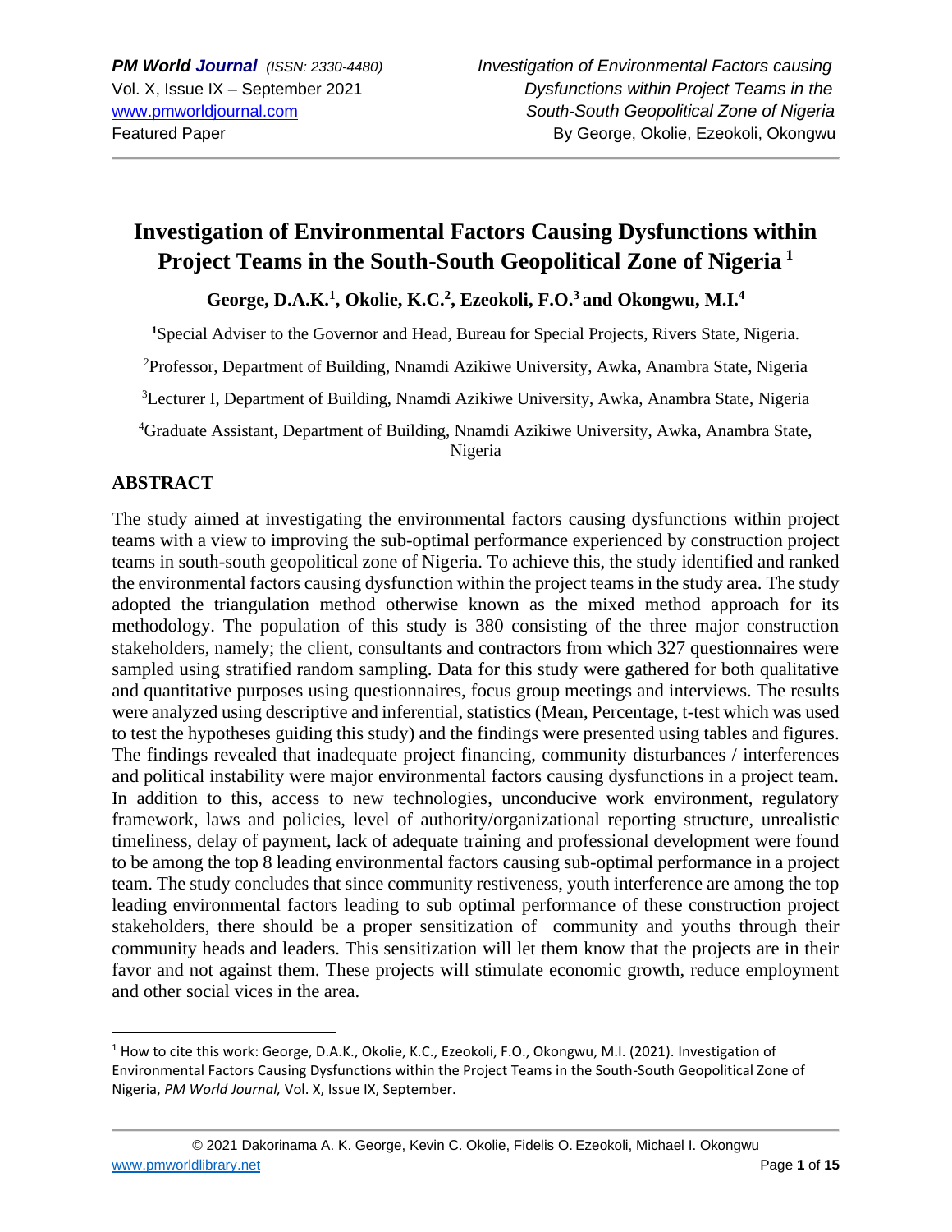# Investigation of Environmental Factors Causing Dysfunctions within Project Teams in the South-South Geopolitical Zone of Nigeria [1]

**George, D.A.K.[1], Okolie, K.C.[2], Ezeokoli, F.O.[3] and Okongwu, M.I.[4]**

[1]Special Adviser to the Governor and Head, Bureau for Special Projects, Rivers State, Nigeria.

[2]Professor, Department of Building, Nnamdi Azikiwe University, Awka, Anambra State, Nigeria

[3]Lecturer I, Department of Building, Nnamdi Azikiwe University, Awka, Anambra State, Nigeria

[4]Graduate Assistant, Department of Building, Nnamdi Azikiwe University, Awka, Anambra State, Nigeria

## ABSTRACT

The study aimed at investigating the environmental factors causing dysfunctions within project teams with a view to improving the sub-optimal performance experienced by construction project teams in south-south geopolitical zone of Nigeria. To achieve this, the study identified and ranked the environmental factors causing dysfunction within the project teams in the study area. The study adopted the triangulation method otherwise known as the mixed method approach for its methodology. The population of this study is 380 consisting of the three major construction stakeholders, namely; the client, consultants and contractors from which 327 questionnaires were sampled using stratified random sampling. Data for this study were gathered for both qualitative and quantitative purposes using questionnaires, focus group meetings and interviews. The results were analyzed using descriptive and inferential, statistics (Mean, Percentage, t-test which was used to test the hypotheses guiding this study) and the findings were presented using tables and figures. The findings revealed that inadequate project financing, community disturbances / interferences and political instability were major environmental factors causing dysfunctions in a project team. In addition to this, access to new technologies, unconducive work environment, regulatory framework, laws and policies, level of authority/organizational reporting structure, unrealistic timeliness, delay of payment, lack of adequate training and professional development were found to be among the top 8 leading environmental factors causing sub-optimal performance in a project team. The study concludes that since community restiveness, youth interference are among the top leading environmental factors leading to sub optimal performance of these construction project stakeholders, there should be a proper sensitization of community and youths through their community heads and leaders. This sensitization will let them know that the projects are in their favor and not against them. These projects will stimulate economic growth, reduce employment and other social vices in the area.

---

[1] How to cite this work: George, D.A.K., Okolie, K.C., Ezeokoli, F.O., Okongwu, M.I. (2021). Investigation of Environmental Factors Causing Dysfunctions within the Project Teams in the South-South Geopolitical Zone of Nigeria, *PM World Journal,* Vol. X, Issue IX, September.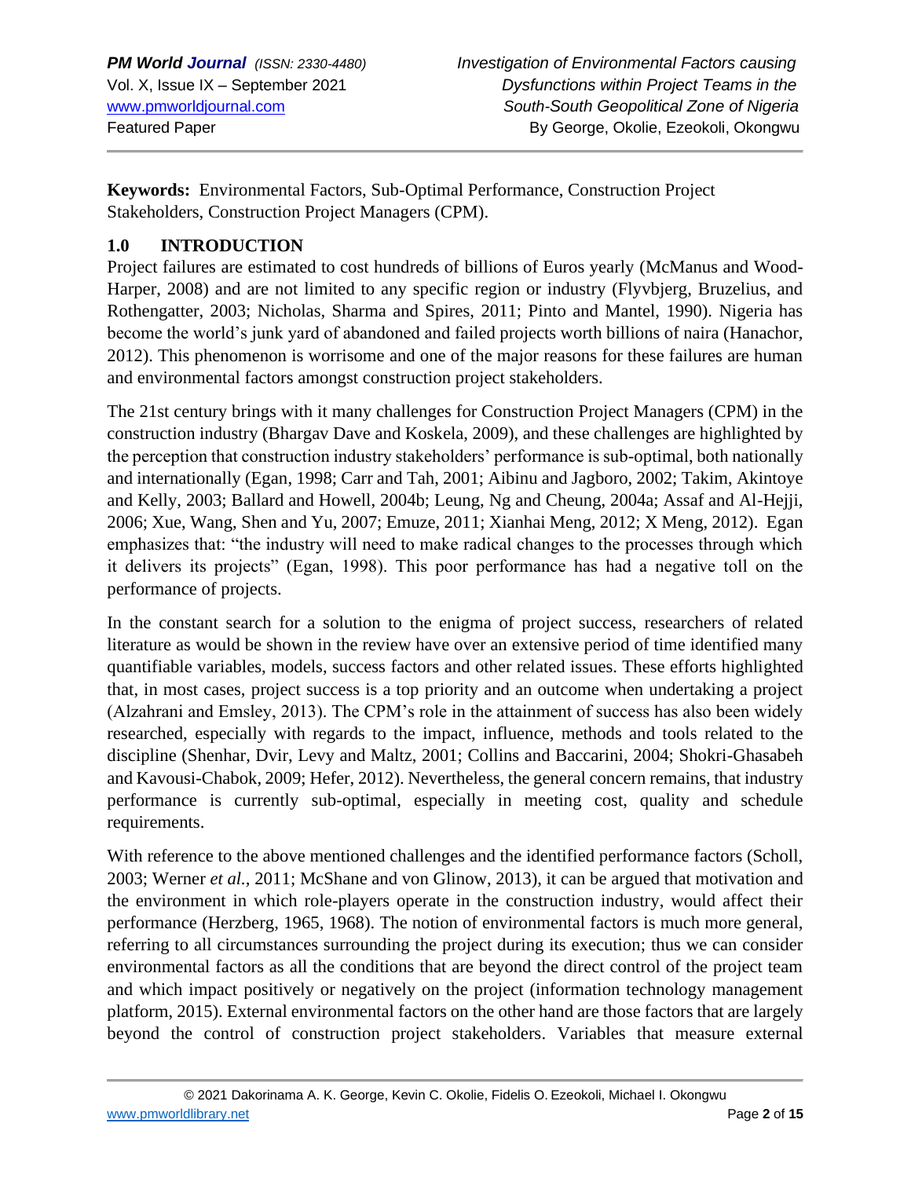**Keywords:** Environmental Factors, Sub-Optimal Performance, Construction Project Stakeholders, Construction Project Managers (CPM).

## 1.0 INTRODUCTION

Project failures are estimated to cost hundreds of billions of Euros yearly (McManus and Wood-Harper, 2008) and are not limited to any specific region or industry (Flyvbjerg, Bruzelius, and Rothengatter, 2003; Nicholas, Sharma and Spires, 2011; Pinto and Mantel, 1990). Nigeria has become the world's junk yard of abandoned and failed projects worth billions of naira (Hanachor, 2012). This phenomenon is worrisome and one of the major reasons for these failures are human and environmental factors amongst construction project stakeholders.

The 21st century brings with it many challenges for Construction Project Managers (CPM) in the construction industry (Bhargav Dave and Koskela, 2009), and these challenges are highlighted by the perception that construction industry stakeholders' performance is sub-optimal, both nationally and internationally (Egan, 1998; Carr and Tah, 2001; Aibinu and Jagboro, 2002; Takim, Akintoye and Kelly, 2003; Ballard and Howell, 2004b; Leung, Ng and Cheung, 2004a; Assaf and Al-Hejji, 2006; Xue, Wang, Shen and Yu, 2007; Emuze, 2011; Xianhai Meng, 2012; X Meng, 2012). Egan emphasizes that: "the industry will need to make radical changes to the processes through which it delivers its projects" (Egan, 1998). This poor performance has had a negative toll on the performance of projects.

In the constant search for a solution to the enigma of project success, researchers of related literature as would be shown in the review have over an extensive period of time identified many quantifiable variables, models, success factors and other related issues. These efforts highlighted that, in most cases, project success is a top priority and an outcome when undertaking a project (Alzahrani and Emsley, 2013). The CPM's role in the attainment of success has also been widely researched, especially with regards to the impact, influence, methods and tools related to the discipline (Shenhar, Dvir, Levy and Maltz, 2001; Collins and Baccarini, 2004; Shokri-Ghasabeh and Kavousi-Chabok, 2009; Hefer, 2012). Nevertheless, the general concern remains, that industry performance is currently sub-optimal, especially in meeting cost, quality and schedule requirements.

With reference to the above mentioned challenges and the identified performance factors (Scholl, 2003; Werner *et al.,* 2011; McShane and von Glinow, 2013), it can be argued that motivation and the environment in which role-players operate in the construction industry, would affect their performance (Herzberg, 1965, 1968). The notion of environmental factors is much more general, referring to all circumstances surrounding the project during its execution; thus we can consider environmental factors as all the conditions that are beyond the direct control of the project team and which impact positively or negatively on the project (information technology management platform, 2015). External environmental factors on the other hand are those factors that are largely beyond the control of construction project stakeholders. Variables that measure external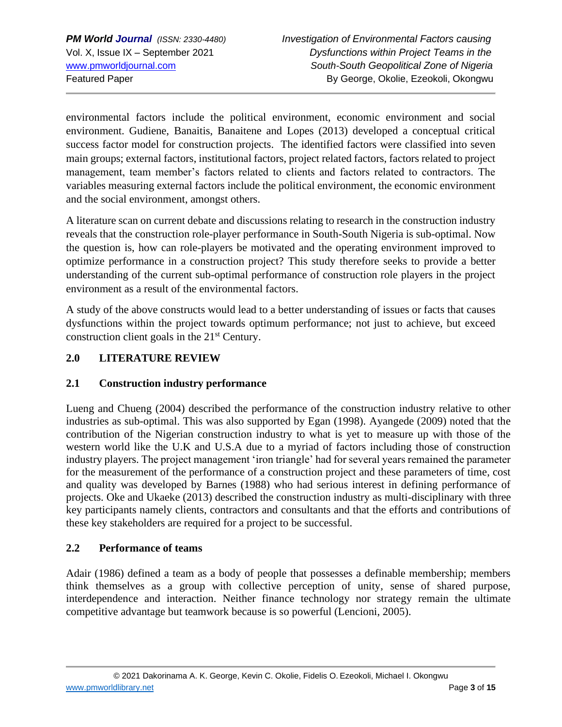environmental factors include the political environment, economic environment and social environment. Gudiene, Banaitis, Banaitene and Lopes (2013) developed a conceptual critical success factor model for construction projects. The identified factors were classified into seven main groups; external factors, institutional factors, project related factors, factors related to project management, team member's factors related to clients and factors related to contractors. The variables measuring external factors include the political environment, the economic environment and the social environment, amongst others.

A literature scan on current debate and discussions relating to research in the construction industry reveals that the construction role-player performance in South-South Nigeria is sub-optimal. Now the question is, how can role-players be motivated and the operating environment improved to optimize performance in a construction project? This study therefore seeks to provide a better understanding of the current sub-optimal performance of construction role players in the project environment as a result of the environmental factors.

A study of the above constructs would lead to a better understanding of issues or facts that causes dysfunctions within the project towards optimum performance; not just to achieve, but exceed construction client goals in the 21st Century.

## 2.0 LITERATURE REVIEW

### 2.1 Construction industry performance

Lueng and Chueng (2004) described the performance of the construction industry relative to other industries as sub-optimal. This was also supported by Egan (1998). Ayangede (2009) noted that the contribution of the Nigerian construction industry to what is yet to measure up with those of the western world like the U.K and U.S.A due to a myriad of factors including those of construction industry players. The project management 'iron triangle' had for several years remained the parameter for the measurement of the performance of a construction project and these parameters of time, cost and quality was developed by Barnes (1988) who had serious interest in defining performance of projects. Oke and Ukaeke (2013) described the construction industry as multi-disciplinary with three key participants namely clients, contractors and consultants and that the efforts and contributions of these key stakeholders are required for a project to be successful.

### 2.2 Performance of teams

Adair (1986) defined a team as a body of people that possesses a definable membership; members think themselves as a group with collective perception of unity, sense of shared purpose, interdependence and interaction. Neither finance technology nor strategy remain the ultimate competitive advantage but teamwork because is so powerful (Lencioni, 2005).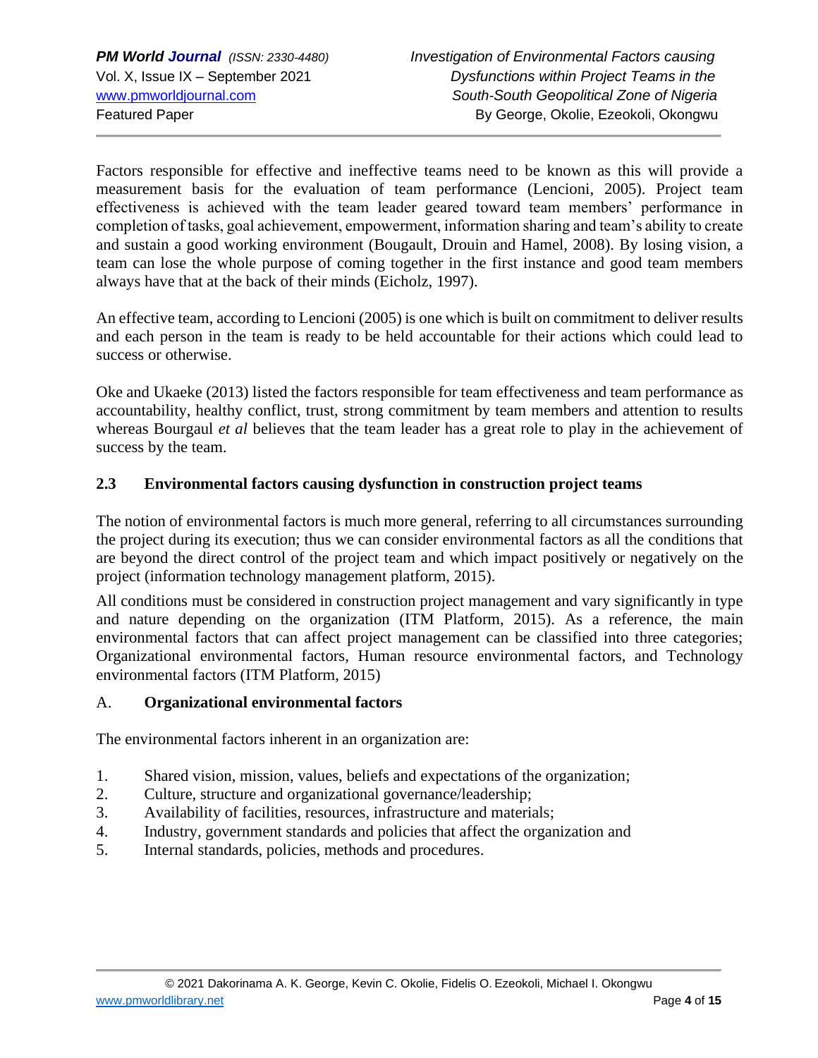Factors responsible for effective and ineffective teams need to be known as this will provide a measurement basis for the evaluation of team performance (Lencioni, 2005). Project team effectiveness is achieved with the team leader geared toward team members' performance in completion of tasks, goal achievement, empowerment, information sharing and team's ability to create and sustain a good working environment (Bougault, Drouin and Hamel, 2008). By losing vision, a team can lose the whole purpose of coming together in the first instance and good team members always have that at the back of their minds (Eicholz, 1997).

An effective team, according to Lencioni (2005) is one which is built on commitment to deliver results and each person in the team is ready to be held accountable for their actions which could lead to success or otherwise.

Oke and Ukaeke (2013) listed the factors responsible for team effectiveness and team performance as accountability, healthy conflict, trust, strong commitment by team members and attention to results whereas Bourgaul *et al* believes that the team leader has a great role to play in the achievement of success by the team.

### 2.3 Environmental factors causing dysfunction in construction project teams

The notion of environmental factors is much more general, referring to all circumstances surrounding the project during its execution; thus we can consider environmental factors as all the conditions that are beyond the direct control of the project team and which impact positively or negatively on the project (information technology management platform, 2015).

All conditions must be considered in construction project management and vary significantly in type and nature depending on the organization (ITM Platform, 2015). As a reference, the main environmental factors that can affect project management can be classified into three categories; Organizational environmental factors, Human resource environmental factors, and Technology environmental factors (ITM Platform, 2015)

A. **Organizational environmental factors**

The environmental factors inherent in an organization are:

1. Shared vision, mission, values, beliefs and expectations of the organization;
2. Culture, structure and organizational governance/leadership;
3. Availability of facilities, resources, infrastructure and materials;
4. Industry, government standards and policies that affect the organization and
5. Internal standards, policies, methods and procedures.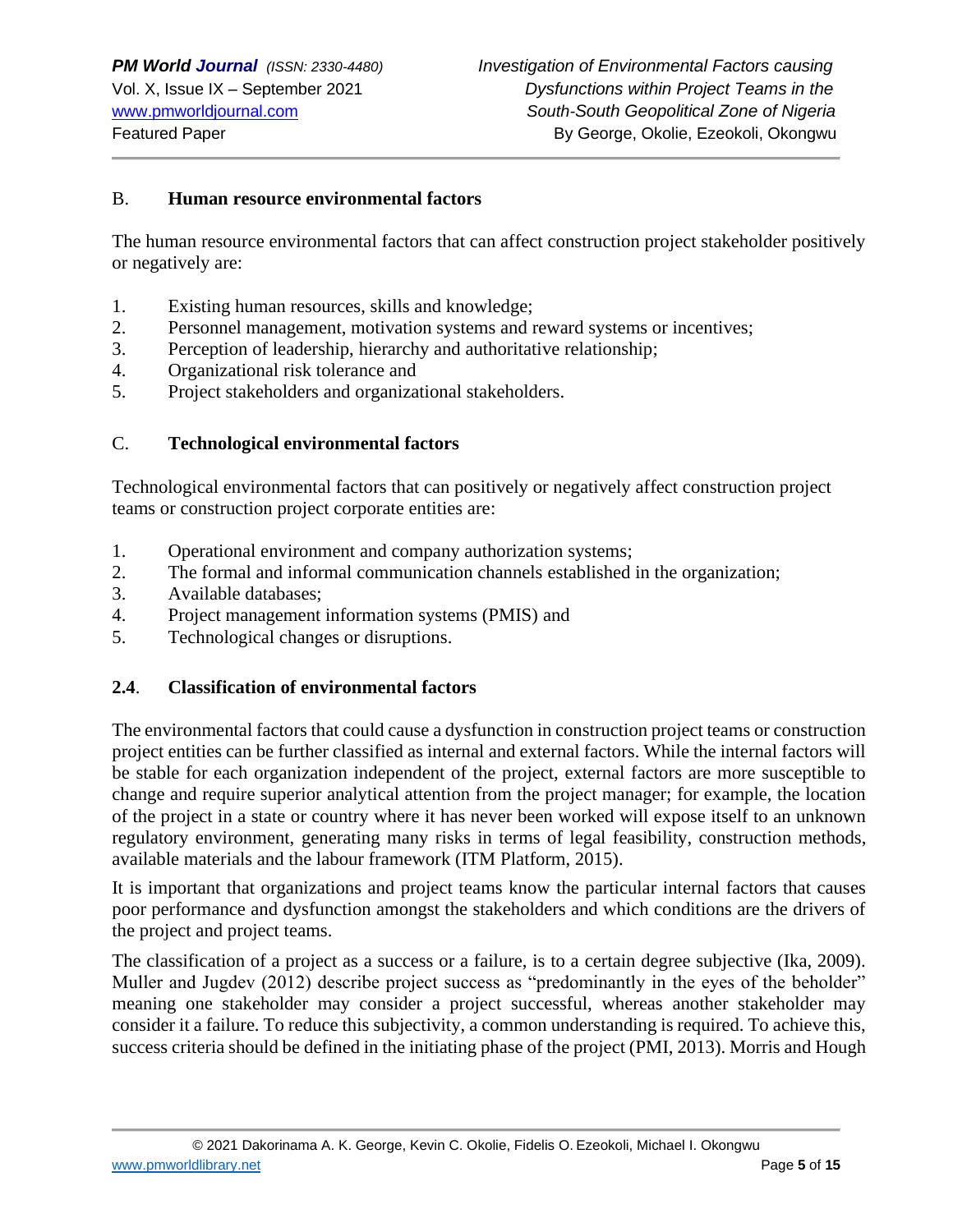### B. Human resource environmental factors

The human resource environmental factors that can affect construction project stakeholder positively or negatively are:

1. Existing human resources, skills and knowledge;
2. Personnel management, motivation systems and reward systems or incentives;
3. Perception of leadership, hierarchy and authoritative relationship;
4. Organizational risk tolerance and
5. Project stakeholders and organizational stakeholders.

### C. Technological environmental factors

Technological environmental factors that can positively or negatively affect construction project teams or construction project corporate entities are:

1. Operational environment and company authorization systems;
2. The formal and informal communication channels established in the organization;
3. Available databases;
4. Project management information systems (PMIS) and
5. Technological changes or disruptions.

## 2.4. Classification of environmental factors

The environmental factors that could cause a dysfunction in construction project teams or construction project entities can be further classified as internal and external factors. While the internal factors will be stable for each organization independent of the project, external factors are more susceptible to change and require superior analytical attention from the project manager; for example, the location of the project in a state or country where it has never been worked will expose itself to an unknown regulatory environment, generating many risks in terms of legal feasibility, construction methods, available materials and the labour framework (ITM Platform, 2015).

It is important that organizations and project teams know the particular internal factors that causes poor performance and dysfunction amongst the stakeholders and which conditions are the drivers of the project and project teams.

The classification of a project as a success or a failure, is to a certain degree subjective (Ika, 2009). Muller and Jugdev (2012) describe project success as "predominantly in the eyes of the beholder" meaning one stakeholder may consider a project successful, whereas another stakeholder may consider it a failure. To reduce this subjectivity, a common understanding is required. To achieve this, success criteria should be defined in the initiating phase of the project (PMI, 2013). Morris and Hough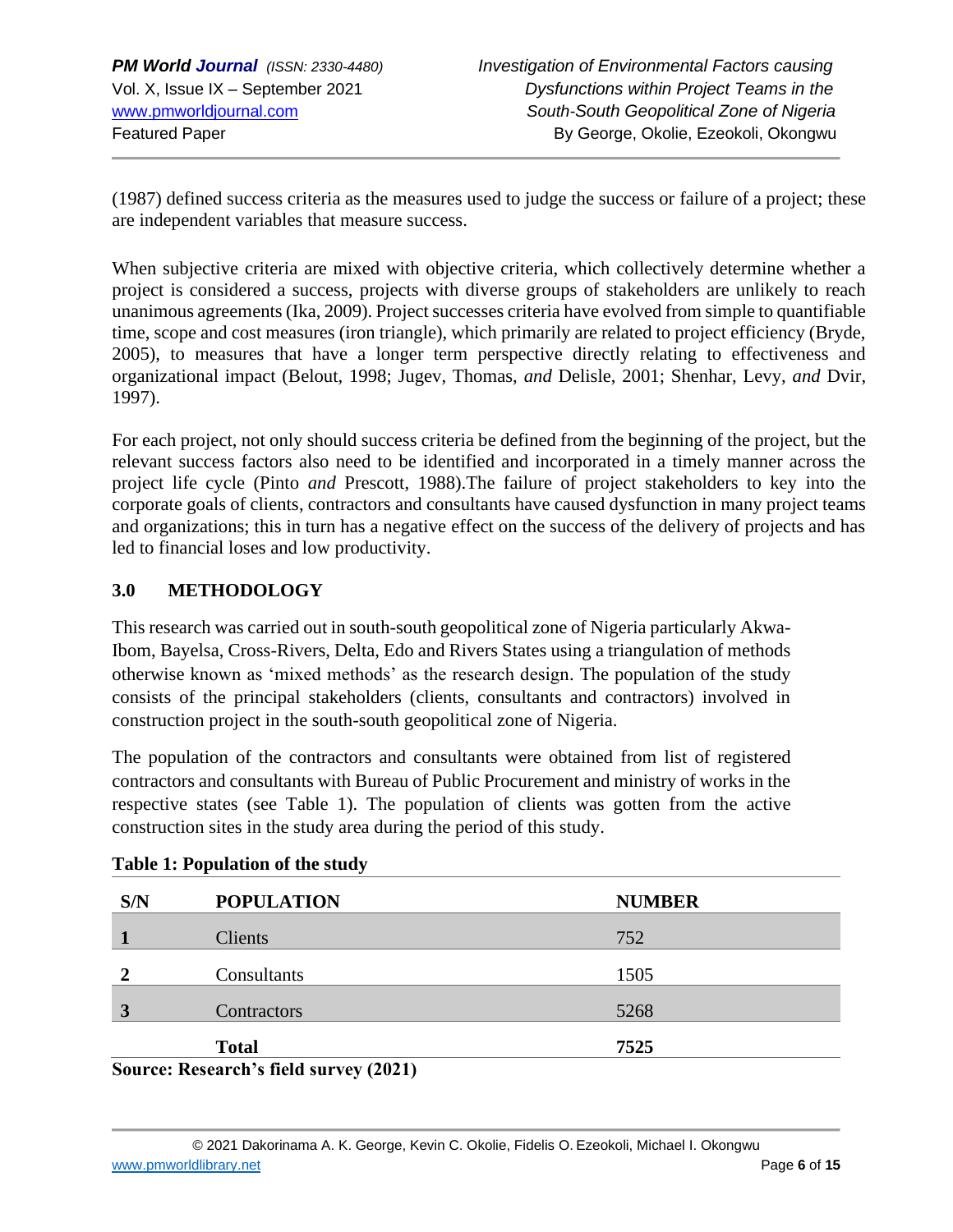(1987) defined success criteria as the measures used to judge the success or failure of a project; these are independent variables that measure success.

When subjective criteria are mixed with objective criteria, which collectively determine whether a project is considered a success, projects with diverse groups of stakeholders are unlikely to reach unanimous agreements (Ika, 2009). Project successes criteria have evolved from simple to quantifiable time, scope and cost measures (iron triangle), which primarily are related to project efficiency (Bryde, 2005), to measures that have a longer term perspective directly relating to effectiveness and organizational impact (Belout, 1998; Jugev, Thomas, *and* Delisle, 2001; Shenhar, Levy, *and* Dvir, 1997).

For each project, not only should success criteria be defined from the beginning of the project, but the relevant success factors also need to be identified and incorporated in a timely manner across the project life cycle (Pinto *and* Prescott, 1988).The failure of project stakeholders to key into the corporate goals of clients, contractors and consultants have caused dysfunction in many project teams and organizations; this in turn has a negative effect on the success of the delivery of projects and has led to financial loses and low productivity.

## 3.0 METHODOLOGY

This research was carried out in south-south geopolitical zone of Nigeria particularly Akwa-Ibom, Bayelsa, Cross-Rivers, Delta, Edo and Rivers States using a triangulation of methods otherwise known as 'mixed methods' as the research design. The population of the study consists of the principal stakeholders (clients, consultants and contractors) involved in construction project in the south-south geopolitical zone of Nigeria.

The population of the contractors and consultants were obtained from list of registered contractors and consultants with Bureau of Public Procurement and ministry of works in the respective states (see Table 1). The population of clients was gotten from the active construction sites in the study area during the period of this study.

**Table 1: Population of the study**

| S/N | POPULATION | NUMBER |
|---|---|---|
| 1 | Clients | 752 |
| 2 | Consultants | 1505 |
| 3 | Contractors | 5268 |
| | **Total** | **7525** |

**Source: Research's field survey (2021)**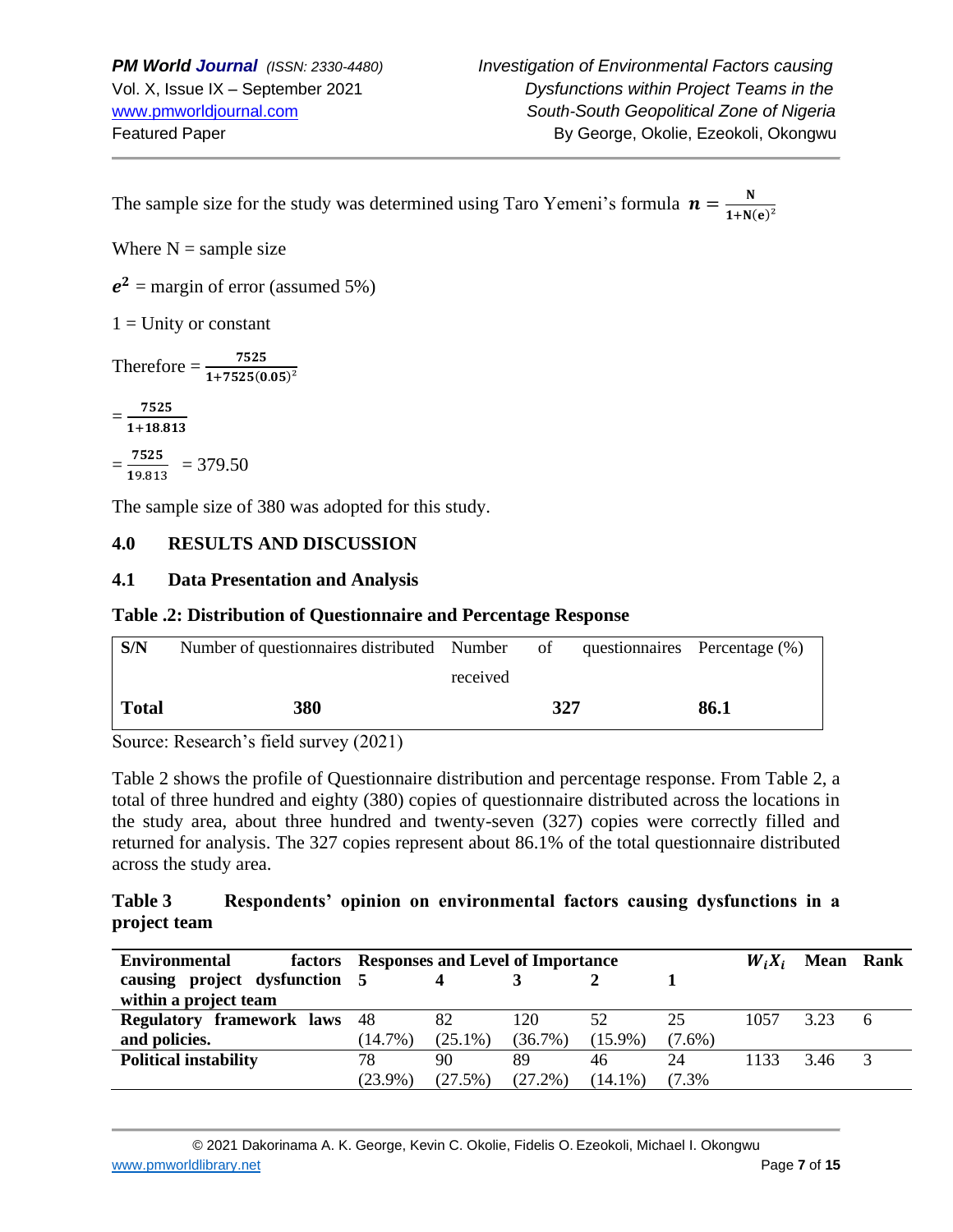The sample size for the study was determined using Taro Yemeni's formula $\boldsymbol{n} = \frac{\mathbf{N}}{\mathbf{1+N(e)^2}}$

Where N = sample size

$\boldsymbol{e^2}$ = margin of error (assumed 5%)

1 = Unity or constant

Therefore = $\frac{\mathbf{7525}}{\mathbf{1+7525(0.05)^2}}$

= $\frac{\mathbf{7525}}{\mathbf{1+18.813}}$

= $\frac{\mathbf{7525}}{\mathbf{19.813}}$ = 379.50

The sample size of 380 was adopted for this study.

## 4.0 RESULTS AND DISCUSSION

### 4.1 Data Presentation and Analysis

**Table .2: Distribution of Questionnaire and Percentage Response**

| S/N | Number of questionnaires distributed | Number of questionnaires received | Percentage (%) |
|---|---|---|---|
| **Total** | **380** | **327** | **86.1** |

Source: Research's field survey (2021)

Table 2 shows the profile of Questionnaire distribution and percentage response. From Table 2, a total of three hundred and eighty (380) copies of questionnaire distributed across the locations in the study area, about three hundred and twenty-seven (327) copies were correctly filled and returned for analysis. The 327 copies represent about 86.1% of the total questionnaire distributed across the study area.

**Table 3 Respondents' opinion on environmental factors causing dysfunctions in a project team**

| Environmental factors causing project dysfunction within a project team | Responses and Level of Importance | | | | | $W_iX_i$ | Mean | Rank |
|---|---|---|---|---|---|---|---|---|
| | 5 | 4 | 3 | 2 | 1 | | | |
| **Regulatory framework laws and policies.** | 48 (14.7%) | 82 (25.1%) | 120 (36.7%) | 52 (15.9%) | 25 (7.6%) | 1057 | 3.23 | 6 |
| **Political instability** | 78 (23.9%) | 90 (27.5%) | 89 (27.2%) | 46 (14.1%) | 24 (7.3% | 1133 | 3.46 | 3 |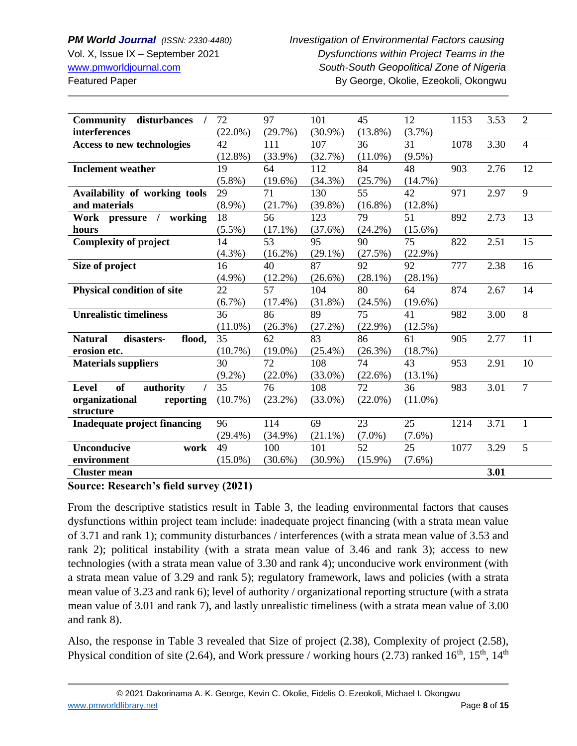| | | | | | | | | |
|---|---|---|---|---|---|---|---|---|
| **Community disturbances / interferences** | 72 (22.0%) | 97 (29.7%) | 101 (30.9%) | 45 (13.8%) | 12 (3.7%) | 1153 | 3.53 | 2 |
| **Access to new technologies** | 42 (12.8%) | 111 (33.9%) | 107 (32.7%) | 36 (11.0%) | 31 (9.5%) | 1078 | 3.30 | 4 |
| **Inclement weather** | 19 (5.8%) | 64 (19.6%) | 112 (34.3%) | 84 (25.7%) | 48 (14.7%) | 903 | 2.76 | 12 |
| **Availability of working tools and materials** | 29 (8.9%) | 71 (21.7%) | 130 (39.8%) | 55 (16.8%) | 42 (12.8%) | 971 | 2.97 | 9 |
| **Work pressure / working hours** | 18 (5.5%) | 56 (17.1%) | 123 (37.6%) | 79 (24.2%) | 51 (15.6%) | 892 | 2.73 | 13 |
| **Complexity of project** | 14 (4.3%) | 53 (16.2%) | 95 (29.1%) | 90 (27.5%) | 75 (22.9%) | 822 | 2.51 | 15 |
| **Size of project** | 16 (4.9%) | 40 (12.2%) | 87 (26.6%) | 92 (28.1%) | 92 (28.1%) | 777 | 2.38 | 16 |
| **Physical condition of site** | 22 (6.7%) | 57 (17.4%) | 104 (31.8%) | 80 (24.5%) | 64 (19.6%) | 874 | 2.67 | 14 |
| **Unrealistic timeliness** | 36 (11.0%) | 86 (26.3%) | 89 (27.2%) | 75 (22.9%) | 41 (12.5%) | 982 | 3.00 | 8 |
| **Natural disasters- flood, erosion etc.** | 35 (10.7%) | 62 (19.0%) | 83 (25.4%) | 86 (26.3%) | 61 (18.7%) | 905 | 2.77 | 11 |
| **Materials suppliers** | 30 (9.2%) | 72 (22.0%) | 108 (33.0%) | 74 (22.6%) | 43 (13.1%) | 953 | 2.91 | 10 |
| **Level of authority / organizational reporting structure** | 35 (10.7%) | 76 (23.2%) | 108 (33.0%) | 72 (22.0%) | 36 (11.0%) | 983 | 3.01 | 7 |
| **Inadequate project financing** | 96 (29.4%) | 114 (34.9%) | 69 (21.1%) | 23 (7.0%) | 25 (7.6%) | 1214 | 3.71 | 1 |
| **Unconducive work environment** | 49 (15.0%) | 100 (30.6%) | 101 (30.9%) | 52 (15.9%) | 25 (7.6%) | 1077 | 3.29 | 5 |
| **Cluster mean** | | | | | | | **3.01** | |

**Source: Research's field survey (2021)**

From the descriptive statistics result in Table 3, the leading environmental factors that causes dysfunctions within project team include: inadequate project financing (with a strata mean value of 3.71 and rank 1); community disturbances / interferences (with a strata mean value of 3.53 and rank 2); political instability (with a strata mean value of 3.46 and rank 3); access to new technologies (with a strata mean value of 3.30 and rank 4); unconducive work environment (with a strata mean value of 3.29 and rank 5); regulatory framework, laws and policies (with a strata mean value of 3.23 and rank 6); level of authority / organizational reporting structure (with a strata mean value of 3.01 and rank 7), and lastly unrealistic timeliness (with a strata mean value of 3.00 and rank 8).

Also, the response in Table 3 revealed that Size of project (2.38), Complexity of project (2.58), Physical condition of site (2.64), and Work pressure / working hours (2.73) ranked 16th, 15th, 14th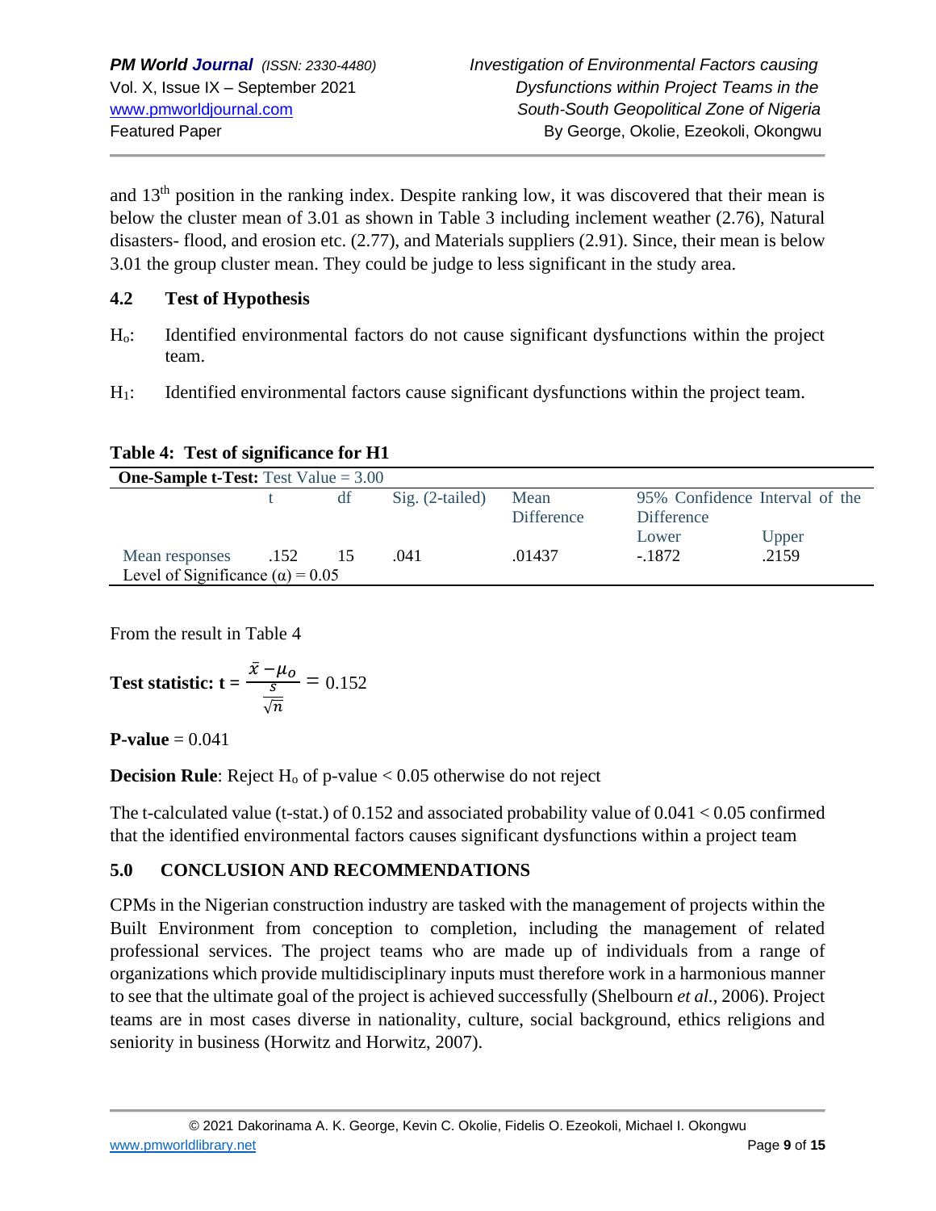and 13th position in the ranking index. Despite ranking low, it was discovered that their mean is below the cluster mean of 3.01 as shown in Table 3 including inclement weather (2.76), Natural disasters- flood, and erosion etc. (2.77), and Materials suppliers (2.91). Since, their mean is below 3.01 the group cluster mean. They could be judge to less significant in the study area.

### 4.2 Test of Hypothesis

$H_o$: Identified environmental factors do not cause significant dysfunctions within the project team.

$H_1$: Identified environmental factors cause significant dysfunctions within the project team.

**Table 4: Test of significance for H1**

| **One-Sample t-Test:** Test Value = 3.00 | | | | | | |
|---|---|---|---|---|---|---|
| | t | df | Sig. (2-tailed) | Mean Difference | 95% Confidence Interval of the Difference | |
| | | | | | Lower | Upper |
| Mean responses | .152 | 15 | .041 | .01437 | -.1872 | .2159 |
| Level of Significance ($\alpha$) = 0.05 | | | | | | |

From the result in Table 4

**Test statistic:** $\mathbf{t} = \frac{\bar{x} - \mu_o}{\frac{s}{\sqrt{n}}} = 0.152$

**P-value** = 0.041

**Decision Rule**: Reject $H_o$ of p-value < 0.05 otherwise do not reject

The t-calculated value (t-stat.) of 0.152 and associated probability value of 0.041 < 0.05 confirmed that the identified environmental factors causes significant dysfunctions within a project team

## 5.0 CONCLUSION AND RECOMMENDATIONS

CPMs in the Nigerian construction industry are tasked with the management of projects within the Built Environment from conception to completion, including the management of related professional services. The project teams who are made up of individuals from a range of organizations which provide multidisciplinary inputs must therefore work in a harmonious manner to see that the ultimate goal of the project is achieved successfully (Shelbourn *et al*., 2006). Project teams are in most cases diverse in nationality, culture, social background, ethics religions and seniority in business (Horwitz and Horwitz, 2007).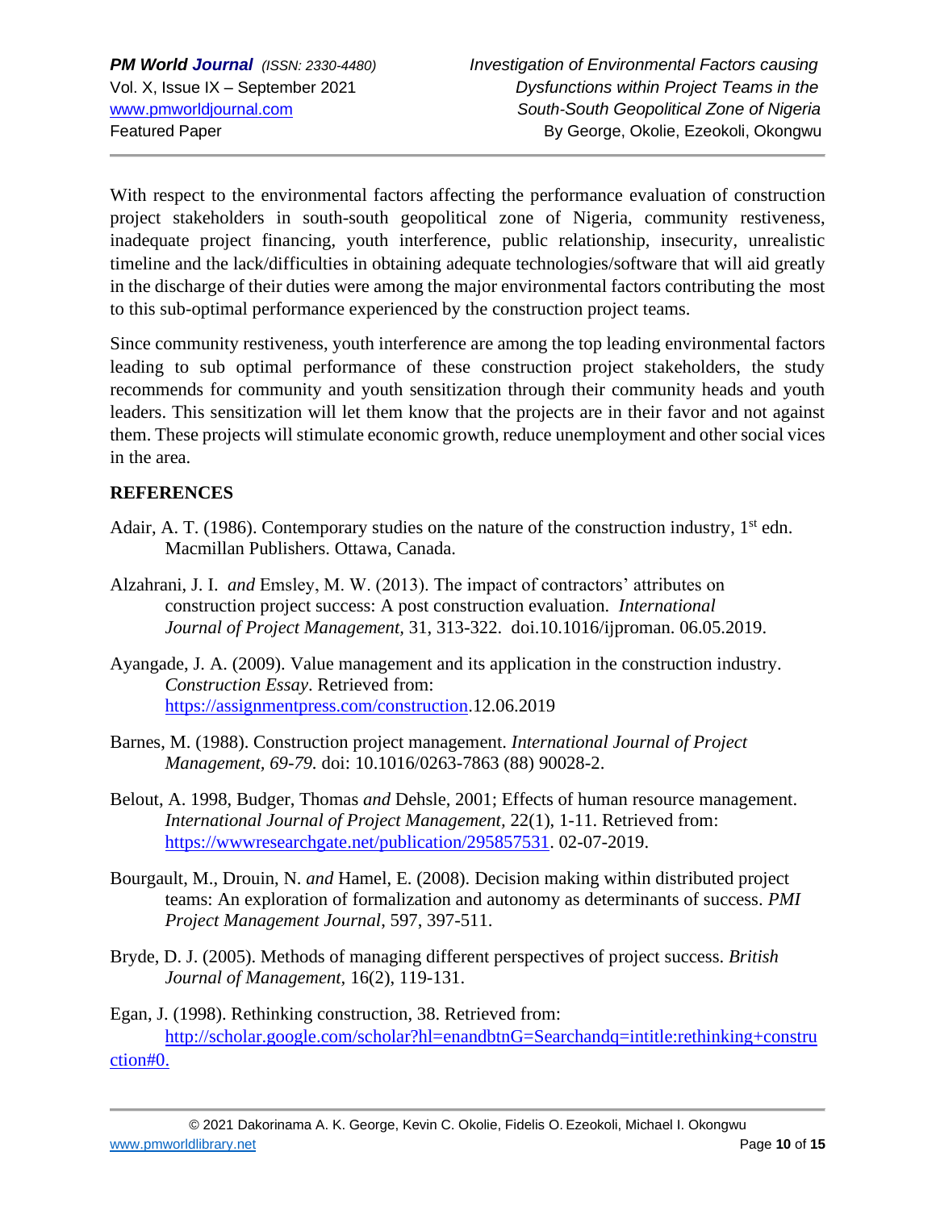With respect to the environmental factors affecting the performance evaluation of construction project stakeholders in south-south geopolitical zone of Nigeria, community restiveness, inadequate project financing, youth interference, public relationship, insecurity, unrealistic timeline and the lack/difficulties in obtaining adequate technologies/software that will aid greatly in the discharge of their duties were among the major environmental factors contributing the most to this sub-optimal performance experienced by the construction project teams.

Since community restiveness, youth interference are among the top leading environmental factors leading to sub optimal performance of these construction project stakeholders, the study recommends for community and youth sensitization through their community heads and youth leaders. This sensitization will let them know that the projects are in their favor and not against them. These projects will stimulate economic growth, reduce unemployment and other social vices in the area.

## REFERENCES

Adair, A. T. (1986). Contemporary studies on the nature of the construction industry, 1st edn. Macmillan Publishers. Ottawa, Canada.

Alzahrani, J. I. *and* Emsley, M. W. (2013). The impact of contractors' attributes on construction project success: A post construction evaluation. *International Journal of Project Management,* 31, 313-322. doi.10.1016/ijjproman. 06.05.2019.

Ayangade, J. A. (2009). Value management and its application in the construction industry. *Construction Essay*. Retrieved from: https://assignmentpress.com/construction.12.06.2019

Barnes, M. (1988). Construction project management. *International Journal of Project Management, 69-79.* doi: 10.1016/0263-7863 (88) 90028-2.

Belout, A. 1998, Budger, Thomas *and* Dehsle, 2001; Effects of human resource management. *International Journal of Project Management,* 22(1), 1-11. Retrieved from: https://wwwresearchgate.net/publication/295857531. 02-07-2019.

Bourgault, M., Drouin, N. *and* Hamel, E. (2008). Decision making within distributed project teams: An exploration of formalization and autonomy as determinants of success. *PMI Project Management Journal*, 597, 397-511.

Bryde, D. J. (2005). Methods of managing different perspectives of project success. *British Journal of Management,* 16(2), 119-131.

Egan, J. (1998). Rethinking construction, 38. Retrieved from: http://scholar.google.com/scholar?hl=enandbtnG=Searchandq=intitle:rethinking+construction#0.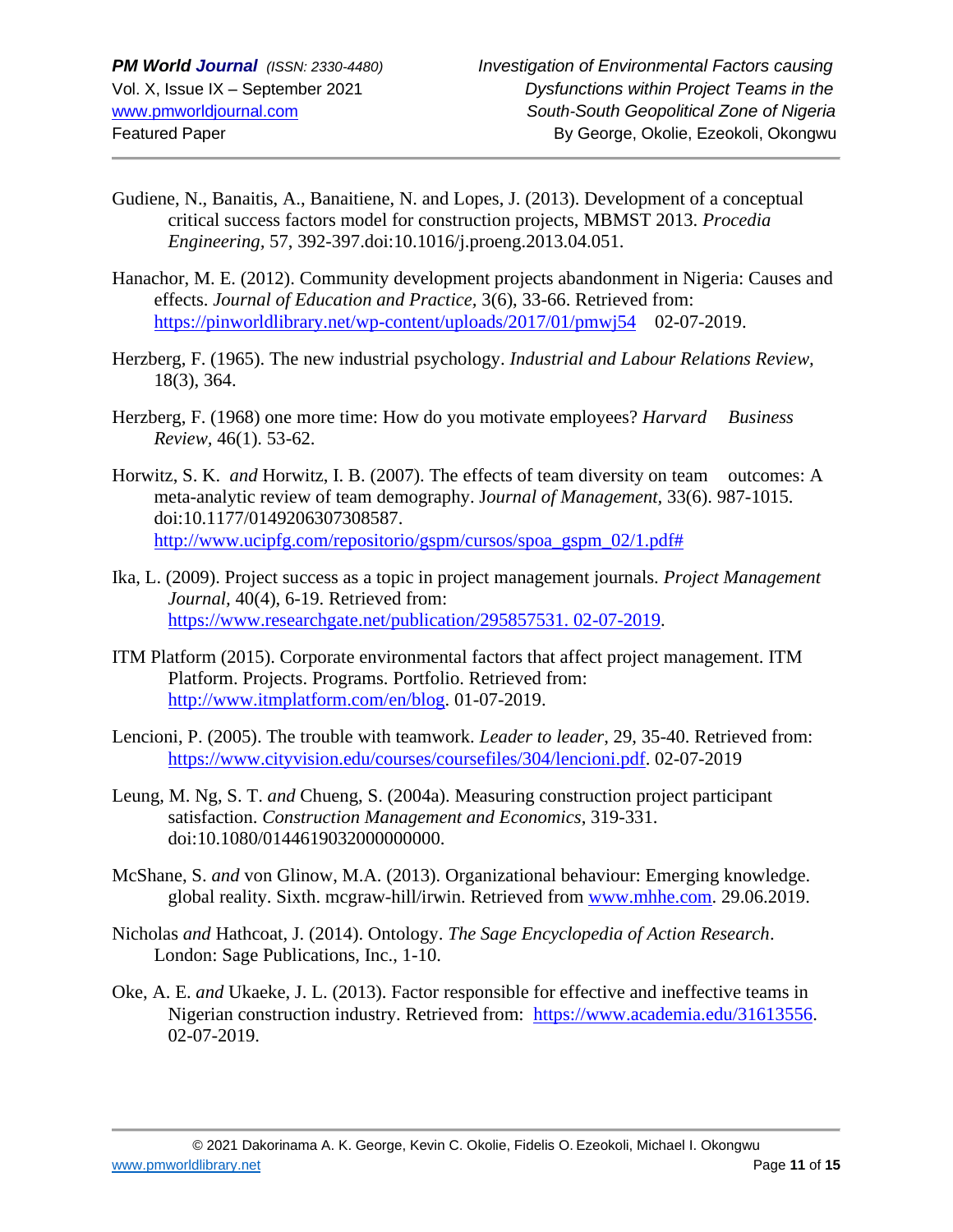Gudiene, N., Banaitis, A., Banaitiene, N. and Lopes, J. (2013). Development of a conceptual critical success factors model for construction projects, MBMST 2013. *Procedia Engineering*, 57, 392-397.doi:10.1016/j.proeng.2013.04.051.

Hanachor, M. E. (2012). Community development projects abandonment in Nigeria: Causes and effects. *Journal of Education and Practice*, 3(6), 33-66. Retrieved from: https://pinworldlibrary.net/wp-content/uploads/2017/01/pmwj54 02-07-2019.

Herzberg, F. (1965). The new industrial psychology. *Industrial and Labour Relations Review,* 18(3), 364.

Herzberg, F. (1968) one more time: How do you motivate employees? *Harvard Business Review,* 46(1). 53-62.

Horwitz, S. K. *and* Horwitz, I. B. (2007). The effects of team diversity on team outcomes: A meta-analytic review of team demography. J*ournal of Management*, 33(6). 987-1015. doi:10.1177/0149206307308587. http://www.ucipfg.com/repositorio/gspm/cursos/spoa_gspm_02/1.pdf#

Ika, L. (2009). Project success as a topic in project management journals. *Project Management Journal,* 40(4), 6-19. Retrieved from: https://www.researchgate.net/publication/295857531. 02-07-2019.

ITM Platform (2015). Corporate environmental factors that affect project management. ITM Platform. Projects. Programs. Portfolio. Retrieved from: http://www.itmplatform.com/en/blog. 01-07-2019.

Lencioni, P. (2005). The trouble with teamwork. *Leader to leader*, 29, 35-40. Retrieved from: https://www.cityvision.edu/courses/coursefiles/304/lencioni.pdf. 02-07-2019

Leung, M. Ng, S. T. *and* Chueng, S. (2004a). Measuring construction project participant satisfaction. *Construction Management and Economics*, 319-331. doi:10.1080/0144619032000000000.

McShane, S. *and* von Glinow, M.A. (2013). Organizational behaviour: Emerging knowledge. global reality. Sixth. mcgraw-hill/irwin. Retrieved from www.mhhe.com. 29.06.2019.

Nicholas *and* Hathcoat, J. (2014). Ontology. *The Sage Encyclopedia of Action Research*. London: Sage Publications, Inc., 1-10.

Oke, A. E. *and* Ukaeke, J. L. (2013). Factor responsible for effective and ineffective teams in Nigerian construction industry. Retrieved from: https://www.academia.edu/31613556. 02-07-2019.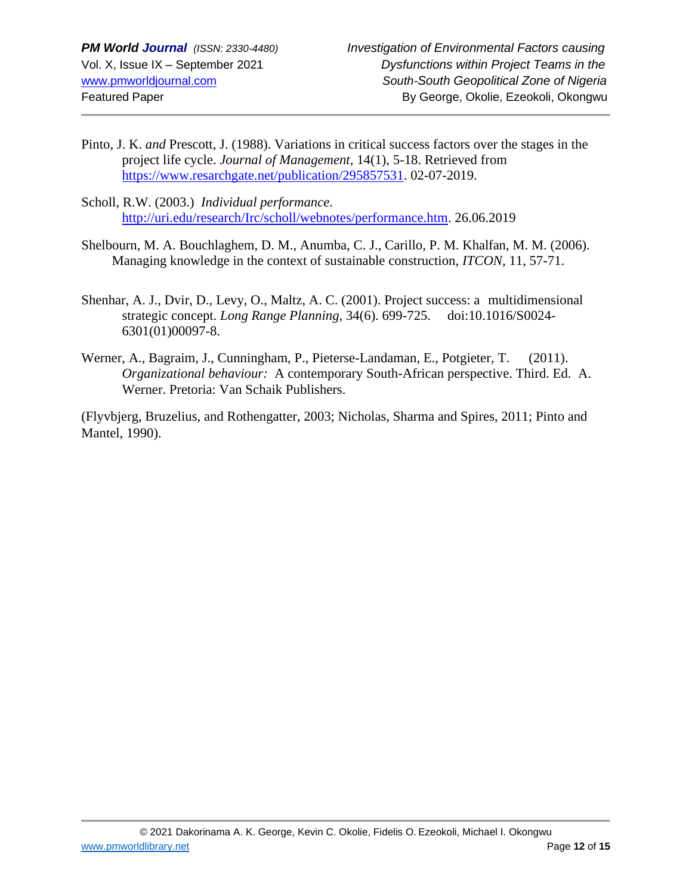Pinto, J. K. *and* Prescott, J. (1988). Variations in critical success factors over the stages in the project life cycle. *Journal of Management,* 14(1), 5-18. Retrieved from https://www.resarchgate.net/publication/295857531. 02-07-2019.

Scholl, R.W. (2003.) *Individual performance*. http://uri.edu/research/Irc/scholl/webnotes/performance.htm. 26.06.2019

Shelbourn, M. A. Bouchlaghem, D. M., Anumba, C. J., Carillo, P. M. Khalfan, M. M. (2006). Managing knowledge in the context of sustainable construction, *ITCON,* 11, 57-71.

Shenhar, A. J., Dvir, D., Levy, O., Maltz, A. C. (2001). Project success: a multidimensional strategic concept. *Long Range Planning,* 34(6). 699-725. doi:10.1016/S0024-6301(01)00097-8.

Werner, A., Bagraim, J., Cunningham, P., Pieterse-Landaman, E., Potgieter, T. (2011). *Organizational behaviour:* A contemporary South-African perspective. Third. Ed. A. Werner. Pretoria: Van Schaik Publishers.

(Flyvbjerg, Bruzelius, and Rothengatter, 2003; Nicholas, Sharma and Spires, 2011; Pinto and Mantel, 1990).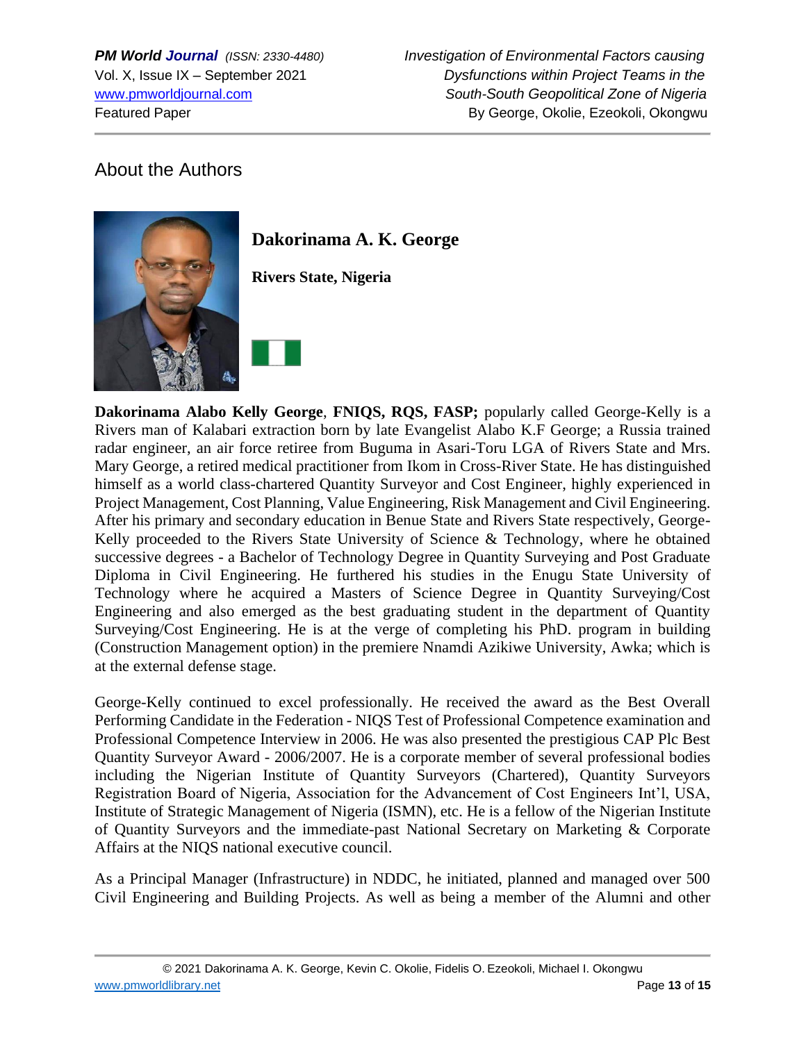## About the Authors

### Dakorinama A. K. George

**Rivers State, Nigeria**

**Dakorinama Alabo Kelly George**, **FNIQS, RQS, FASP;** popularly called George-Kelly is a Rivers man of Kalabari extraction born by late Evangelist Alabo K.F George; a Russia trained radar engineer, an air force retiree from Buguma in Asari-Toru LGA of Rivers State and Mrs. Mary George, a retired medical practitioner from Ikom in Cross-River State. He has distinguished himself as a world class-chartered Quantity Surveyor and Cost Engineer, highly experienced in Project Management, Cost Planning, Value Engineering, Risk Management and Civil Engineering. After his primary and secondary education in Benue State and Rivers State respectively, George-Kelly proceeded to the Rivers State University of Science & Technology, where he obtained successive degrees - a Bachelor of Technology Degree in Quantity Surveying and Post Graduate Diploma in Civil Engineering. He furthered his studies in the Enugu State University of Technology where he acquired a Masters of Science Degree in Quantity Surveying/Cost Engineering and also emerged as the best graduating student in the department of Quantity Surveying/Cost Engineering. He is at the verge of completing his PhD. program in building (Construction Management option) in the premiere Nnamdi Azikiwe University, Awka; which is at the external defense stage.

George-Kelly continued to excel professionally. He received the award as the Best Overall Performing Candidate in the Federation - NIQS Test of Professional Competence examination and Professional Competence Interview in 2006. He was also presented the prestigious CAP Plc Best Quantity Surveyor Award - 2006/2007. He is a corporate member of several professional bodies including the Nigerian Institute of Quantity Surveyors (Chartered), Quantity Surveyors Registration Board of Nigeria, Association for the Advancement of Cost Engineers Int'l, USA, Institute of Strategic Management of Nigeria (ISMN), etc. He is a fellow of the Nigerian Institute of Quantity Surveyors and the immediate-past National Secretary on Marketing & Corporate Affairs at the NIQS national executive council.

As a Principal Manager (Infrastructure) in NDDC, he initiated, planned and managed over 500 Civil Engineering and Building Projects. As well as being a member of the Alumni and other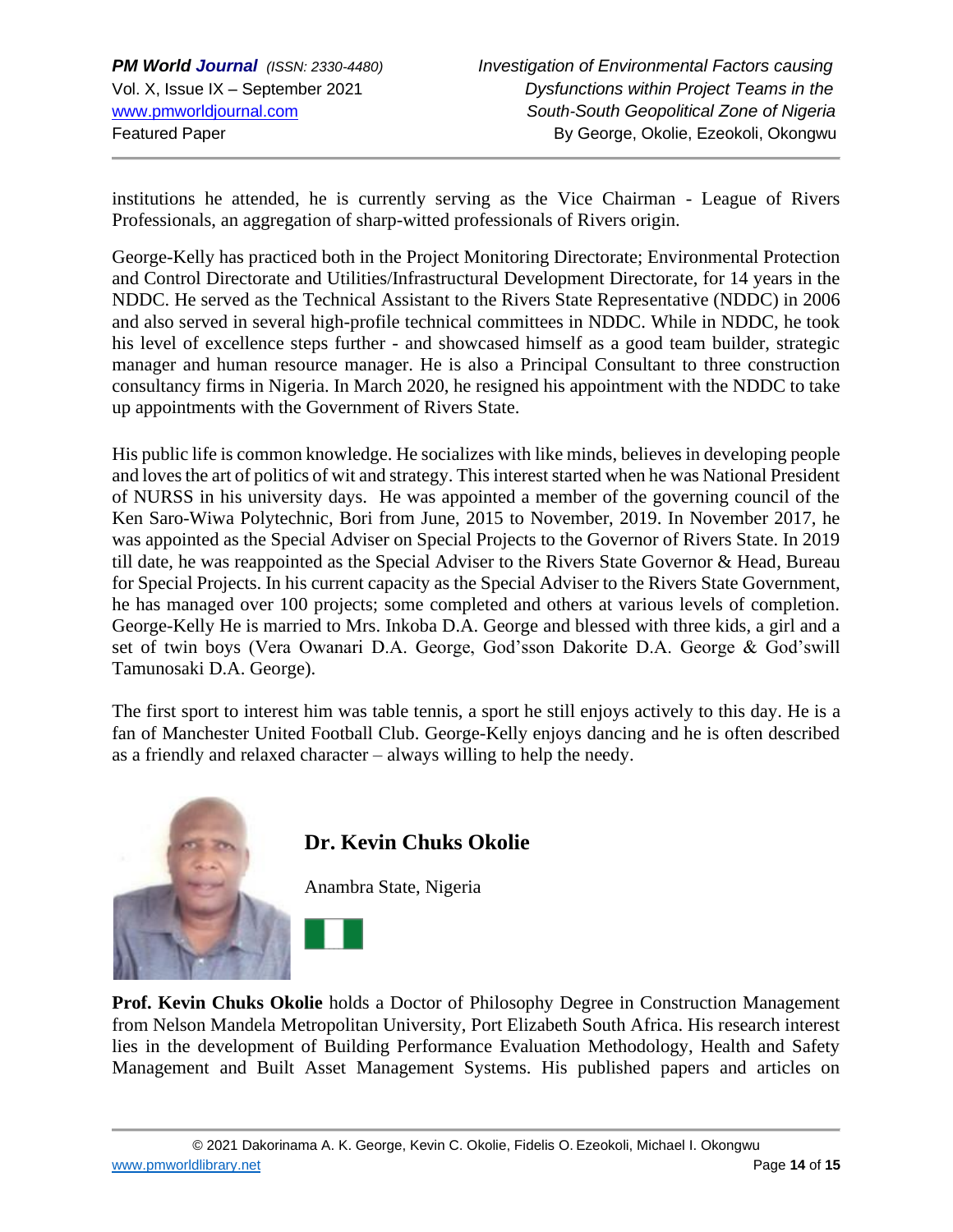institutions he attended, he is currently serving as the Vice Chairman - League of Rivers Professionals, an aggregation of sharp-witted professionals of Rivers origin.

George-Kelly has practiced both in the Project Monitoring Directorate; Environmental Protection and Control Directorate and Utilities/Infrastructural Development Directorate, for 14 years in the NDDC. He served as the Technical Assistant to the Rivers State Representative (NDDC) in 2006 and also served in several high-profile technical committees in NDDC. While in NDDC, he took his level of excellence steps further - and showcased himself as a good team builder, strategic manager and human resource manager. He is also a Principal Consultant to three construction consultancy firms in Nigeria. In March 2020, he resigned his appointment with the NDDC to take up appointments with the Government of Rivers State.

His public life is common knowledge. He socializes with like minds, believes in developing people and loves the art of politics of wit and strategy. This interest started when he was National President of NURSS in his university days. He was appointed a member of the governing council of the Ken Saro-Wiwa Polytechnic, Bori from June, 2015 to November, 2019. In November 2017, he was appointed as the Special Adviser on Special Projects to the Governor of Rivers State. In 2019 till date, he was reappointed as the Special Adviser to the Rivers State Governor & Head, Bureau for Special Projects. In his current capacity as the Special Adviser to the Rivers State Government, he has managed over 100 projects; some completed and others at various levels of completion. George-Kelly He is married to Mrs. Inkoba D.A. George and blessed with three kids, a girl and a set of twin boys (Vera Owanari D.A. George, God'sson Dakorite D.A. George & God'swill Tamunosaki D.A. George).

The first sport to interest him was table tennis, a sport he still enjoys actively to this day. He is a fan of Manchester United Football Club. George-Kelly enjoys dancing and he is often described as a friendly and relaxed character – always willing to help the needy.

## Dr. Kevin Chuks Okolie

Anambra State, Nigeria

**Prof. Kevin Chuks Okolie** holds a Doctor of Philosophy Degree in Construction Management from Nelson Mandela Metropolitan University, Port Elizabeth South Africa. His research interest lies in the development of Building Performance Evaluation Methodology, Health and Safety Management and Built Asset Management Systems. His published papers and articles on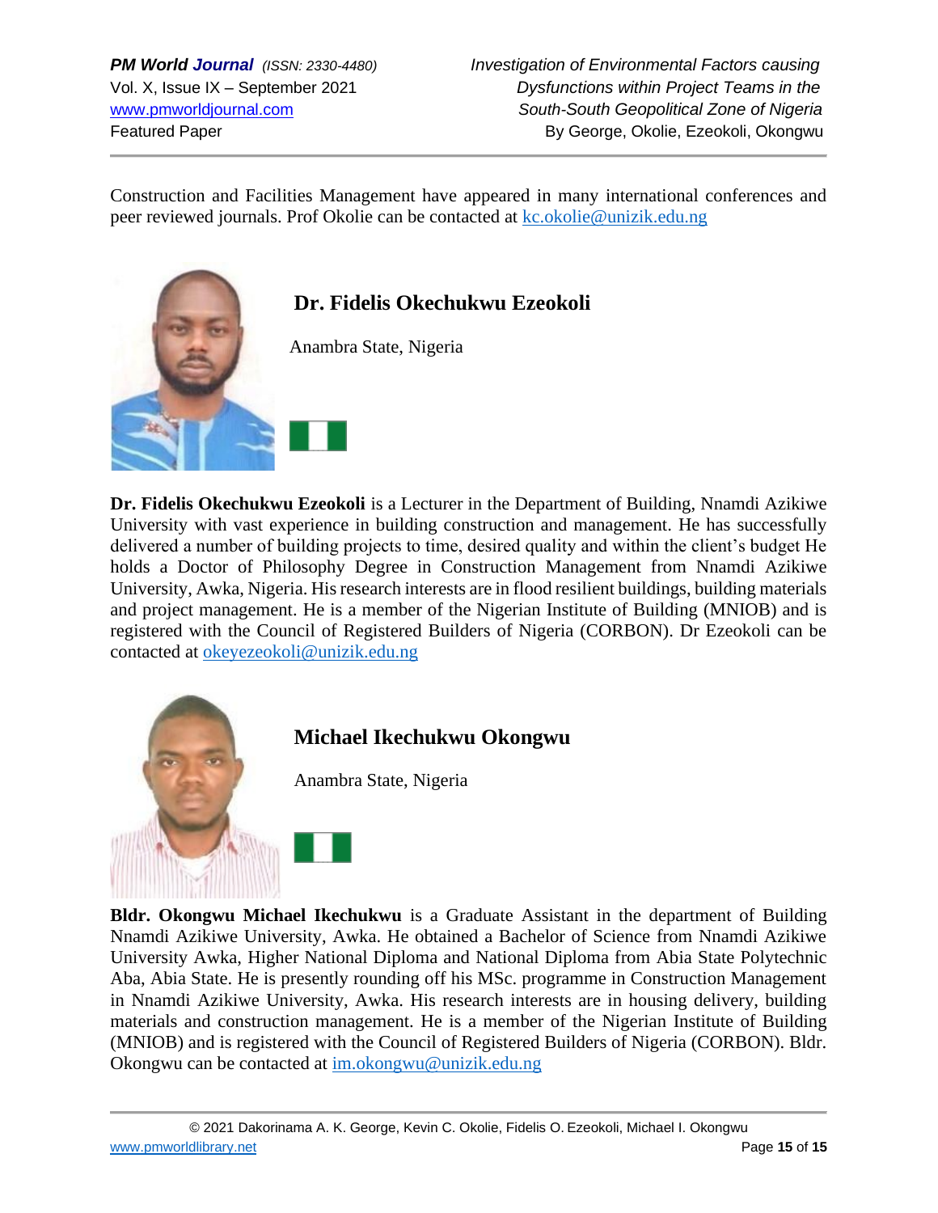Construction and Facilities Management have appeared in many international conferences and peer reviewed journals. Prof Okolie can be contacted at kc.okolie@unizik.edu.ng

## Dr. Fidelis Okechukwu Ezeokoli

Anambra State, Nigeria

**Dr. Fidelis Okechukwu Ezeokoli** is a Lecturer in the Department of Building, Nnamdi Azikiwe University with vast experience in building construction and management. He has successfully delivered a number of building projects to time, desired quality and within the client's budget He holds a Doctor of Philosophy Degree in Construction Management from Nnamdi Azikiwe University, Awka, Nigeria. His research interests are in flood resilient buildings, building materials and project management. He is a member of the Nigerian Institute of Building (MNIOB) and is registered with the Council of Registered Builders of Nigeria (CORBON). Dr Ezeokoli can be contacted at okeyezeokoli@unizik.edu.ng

## Michael Ikechukwu Okongwu

Anambra State, Nigeria

**Bldr. Okongwu Michael Ikechukwu** is a Graduate Assistant in the department of Building Nnamdi Azikiwe University, Awka. He obtained a Bachelor of Science from Nnamdi Azikiwe University Awka, Higher National Diploma and National Diploma from Abia State Polytechnic Aba, Abia State. He is presently rounding off his MSc. programme in Construction Management in Nnamdi Azikiwe University, Awka. His research interests are in housing delivery, building materials and construction management. He is a member of the Nigerian Institute of Building (MNIOB) and is registered with the Council of Registered Builders of Nigeria (CORBON). Bldr. Okongwu can be contacted at im.okongwu@unizik.edu.ng